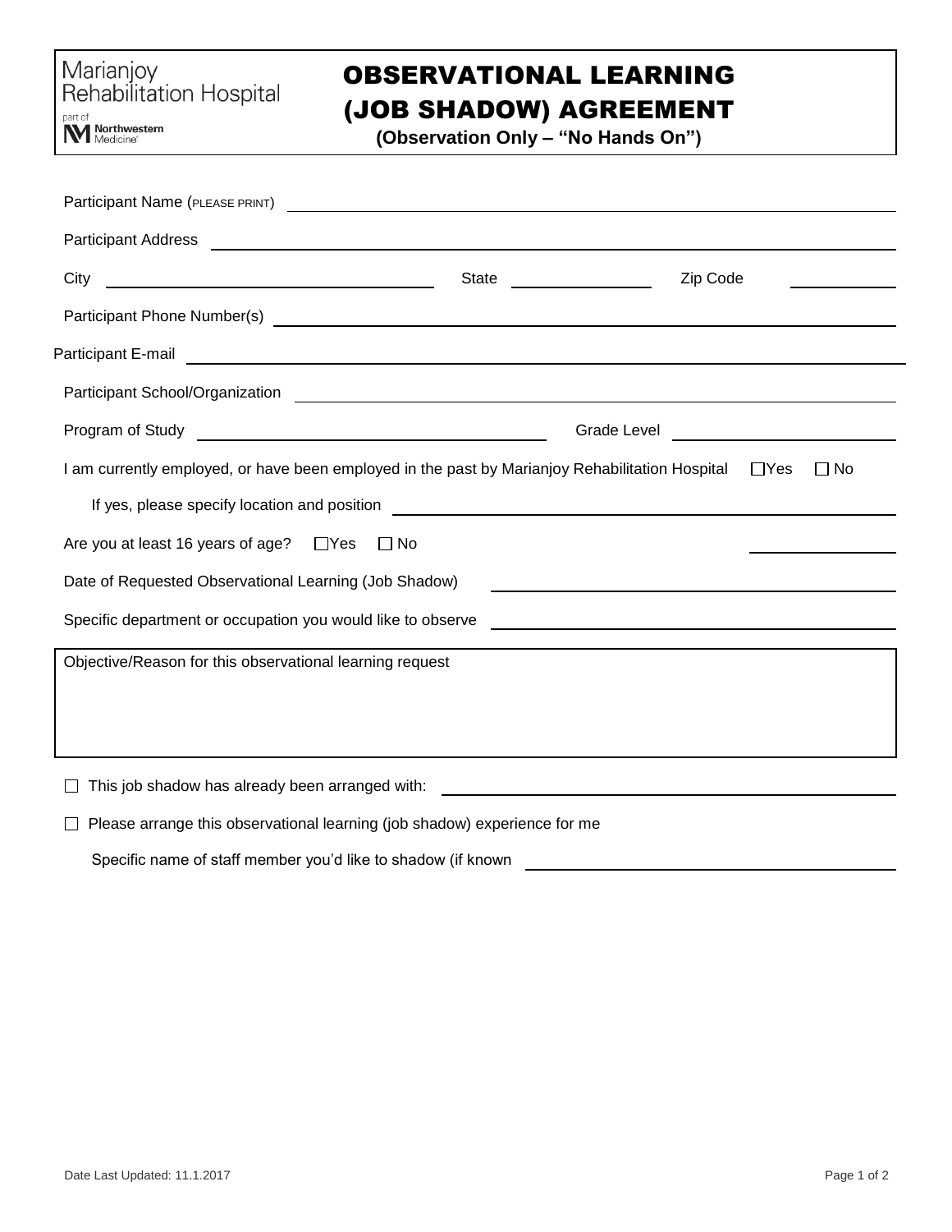Marianjoy Rehabilitation Hospital

part of Northwestern Medicine

# OBSERVATIONAL LEARNING (JOB SHADOW) AGREEMENT

**(Observation Only – "No Hands On")**

Participant Name (PLEASE PRINT) ______________________________

Participant Address ______________________________

City ______________________ State ____________ Zip Code __________

Participant Phone Number(s) ______________________________

Participant E-mail ______________________________

Participant School/Organization ______________________________

Program of Study ______________________ Grade Level ______________

I am currently employed, or have been employed in the past by Marianjoy Rehabilitation Hospital ☐Yes ☐ No

If yes, please specify location and position ______________________________

Are you at least 16 years of age? ☐Yes ☐ No ______________

Date of Requested Observational Learning (Job Shadow) ______________________________

Specific department or occupation you would like to observe ______________________________

Objective/Reason for this observational learning request

☐ This job shadow has already been arranged with: ______________________________

☐ Please arrange this observational learning (job shadow) experience for me

Specific name of staff member you'd like to shadow (if known ______________________________

Date Last Updated: 11.1.2017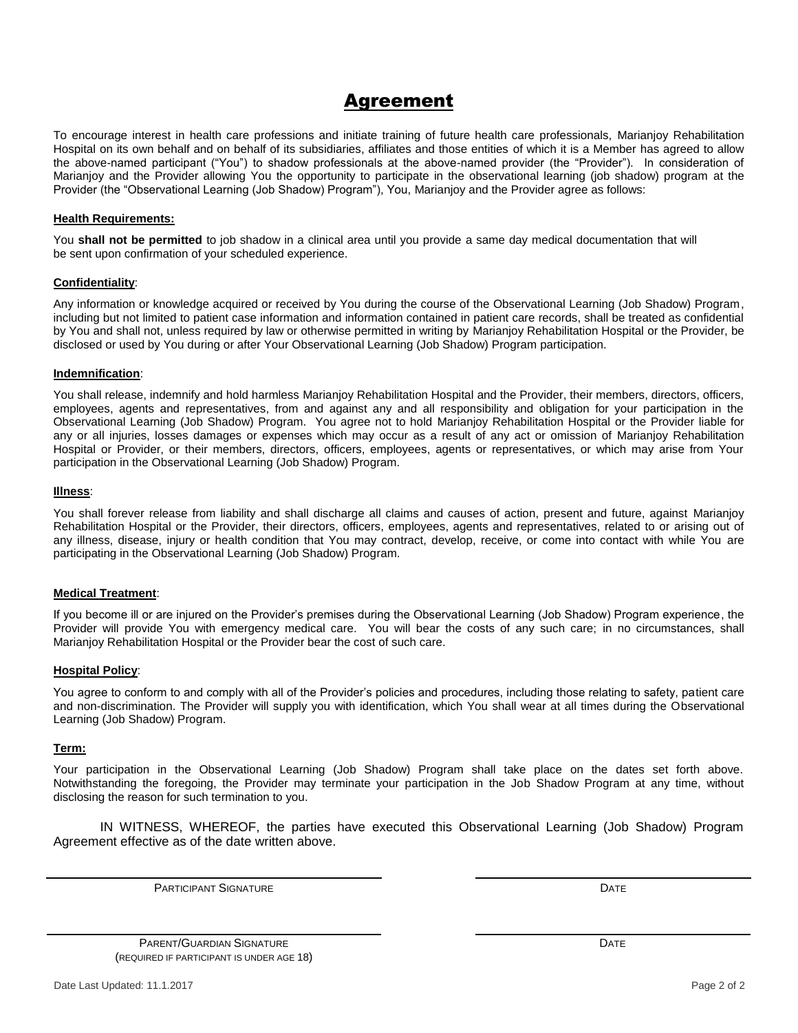# Agreement

To encourage interest in health care professions and initiate training of future health care professionals, Marianjoy Rehabilitation Hospital on its own behalf and on behalf of its subsidiaries, affiliates and those entities of which it is a Member has agreed to allow the above-named participant ("You") to shadow professionals at the above-named provider (the "Provider"). In consideration of Marianjoy and the Provider allowing You the opportunity to participate in the observational learning (job shadow) program at the Provider (the "Observational Learning (Job Shadow) Program"), You, Marianjoy and the Provider agree as follows:

**Health Requirements:**

You **shall not be permitted** to job shadow in a clinical area until you provide a same day medical documentation that will be sent upon confirmation of your scheduled experience.

**Confidentiality**:

Any information or knowledge acquired or received by You during the course of the Observational Learning (Job Shadow) Program, including but not limited to patient case information and information contained in patient care records, shall be treated as confidential by You and shall not, unless required by law or otherwise permitted in writing by Marianjoy Rehabilitation Hospital or the Provider, be disclosed or used by You during or after Your Observational Learning (Job Shadow) Program participation.

**Indemnification**:

You shall release, indemnify and hold harmless Marianjoy Rehabilitation Hospital and the Provider, their members, directors, officers, employees, agents and representatives, from and against any and all responsibility and obligation for your participation in the Observational Learning (Job Shadow) Program. You agree not to hold Marianjoy Rehabilitation Hospital or the Provider liable for any or all injuries, losses damages or expenses which may occur as a result of any act or omission of Marianjoy Rehabilitation Hospital or Provider, or their members, directors, officers, employees, agents or representatives, or which may arise from Your participation in the Observational Learning (Job Shadow) Program.

**Illness**:

You shall forever release from liability and shall discharge all claims and causes of action, present and future, against Marianjoy Rehabilitation Hospital or the Provider, their directors, officers, employees, agents and representatives, related to or arising out of any illness, disease, injury or health condition that You may contract, develop, receive, or come into contact with while You are participating in the Observational Learning (Job Shadow) Program.

**Medical Treatment**:

If you become ill or are injured on the Provider's premises during the Observational Learning (Job Shadow) Program experience, the Provider will provide You with emergency medical care. You will bear the costs of any such care; in no circumstances, shall Marianjoy Rehabilitation Hospital or the Provider bear the cost of such care.

**Hospital Policy**:

You agree to conform to and comply with all of the Provider's policies and procedures, including those relating to safety, patient care and non-discrimination. The Provider will supply you with identification, which You shall wear at all times during the Observational Learning (Job Shadow) Program.

**Term:**

Your participation in the Observational Learning (Job Shadow) Program shall take place on the dates set forth above. Notwithstanding the foregoing, the Provider may terminate your participation in the Job Shadow Program at any time, without disclosing the reason for such termination to you.

IN WITNESS, WHEREOF, the parties have executed this Observational Learning (Job Shadow) Program Agreement effective as of the date written above.

PARTICIPANT SIGNATURE ____________________ DATE ____________________

PARENT/GUARDIAN SIGNATURE (REQUIRED IF PARTICIPANT IS UNDER AGE 18) ____________________ DATE ____________________

Date Last Updated: 11.1.2017